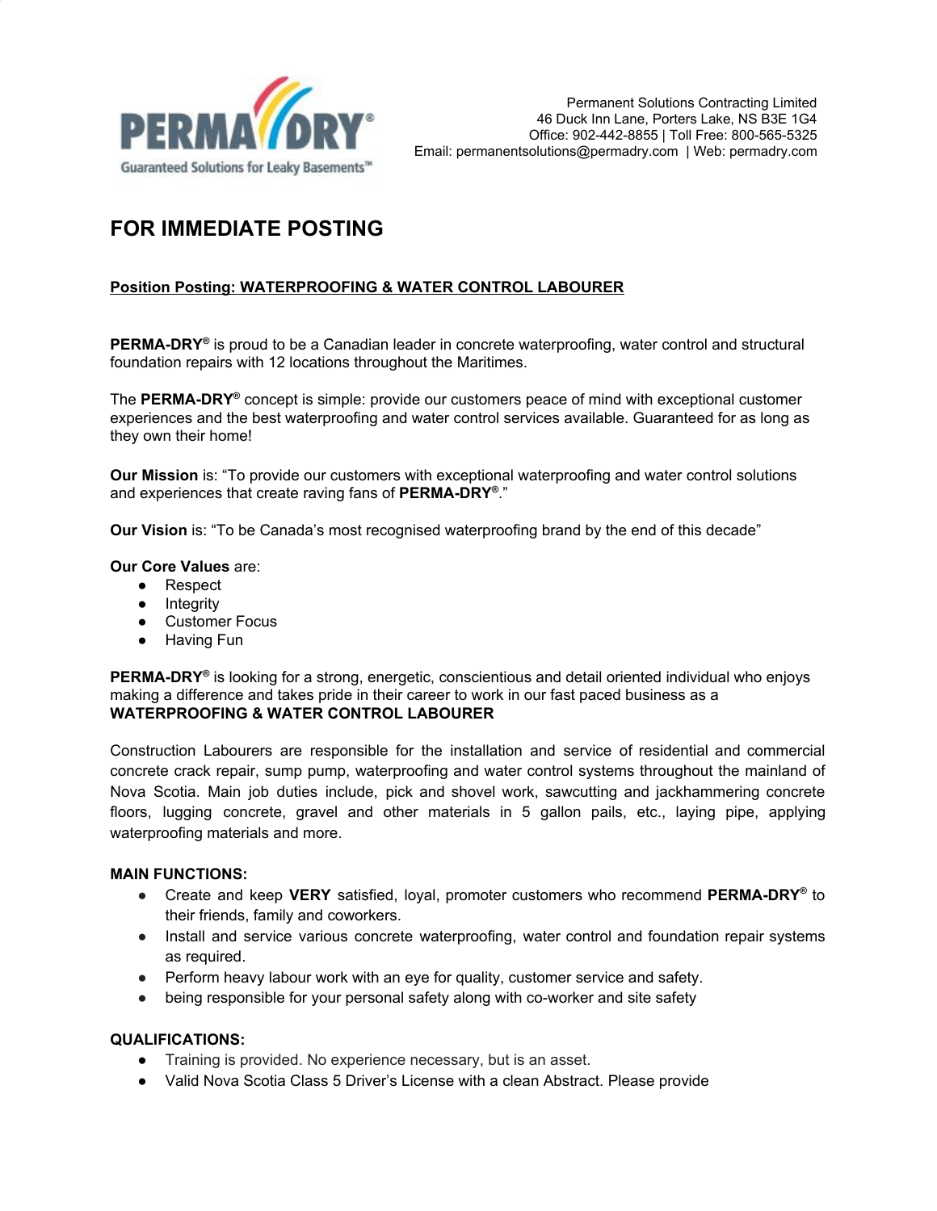PERMA DRY®
Guaranteed Solutions for Leaky Basements™

Permanent Solutions Contracting Limited
46 Duck Inn Lane, Porters Lake, NS B3E 1G4
Office: 902-442-8855 | Toll Free: 800-565-5325
Email: permanentsolutions@permadry.com | Web: permadry.com

# FOR IMMEDIATE POSTING

**Position Posting: WATERPROOFING & WATER CONTROL LABOURER**

**PERMA-DRY®** is proud to be a Canadian leader in concrete waterproofing, water control and structural foundation repairs with 12 locations throughout the Maritimes.

The **PERMA-DRY®** concept is simple: provide our customers peace of mind with exceptional customer experiences and the best waterproofing and water control services available. Guaranteed for as long as they own their home!

**Our Mission** is: "To provide our customers with exceptional waterproofing and water control solutions and experiences that create raving fans of **PERMA-DRY®**."

**Our Vision** is: "To be Canada's most recognised waterproofing brand by the end of this decade"

**Our Core Values** are:

- Respect
- Integrity
- Customer Focus
- Having Fun

**PERMA-DRY®** is looking for a strong, energetic, conscientious and detail oriented individual who enjoys making a difference and takes pride in their career to work in our fast paced business as a **WATERPROOFING & WATER CONTROL LABOURER**

Construction Labourers are responsible for the installation and service of residential and commercial concrete crack repair, sump pump, waterproofing and water control systems throughout the mainland of Nova Scotia. Main job duties include, pick and shovel work, sawcutting and jackhammering concrete floors, lugging concrete, gravel and other materials in 5 gallon pails, etc., laying pipe, applying waterproofing materials and more.

**MAIN FUNCTIONS:**

- Create and keep **VERY** satisfied, loyal, promoter customers who recommend **PERMA-DRY®** to their friends, family and coworkers.
- Install and service various concrete waterproofing, water control and foundation repair systems as required.
- Perform heavy labour work with an eye for quality, customer service and safety.
- being responsible for your personal safety along with co-worker and site safety

**QUALIFICATIONS:**

- Training is provided. No experience necessary, but is an asset.
- Valid Nova Scotia Class 5 Driver's License with a clean Abstract. Please provide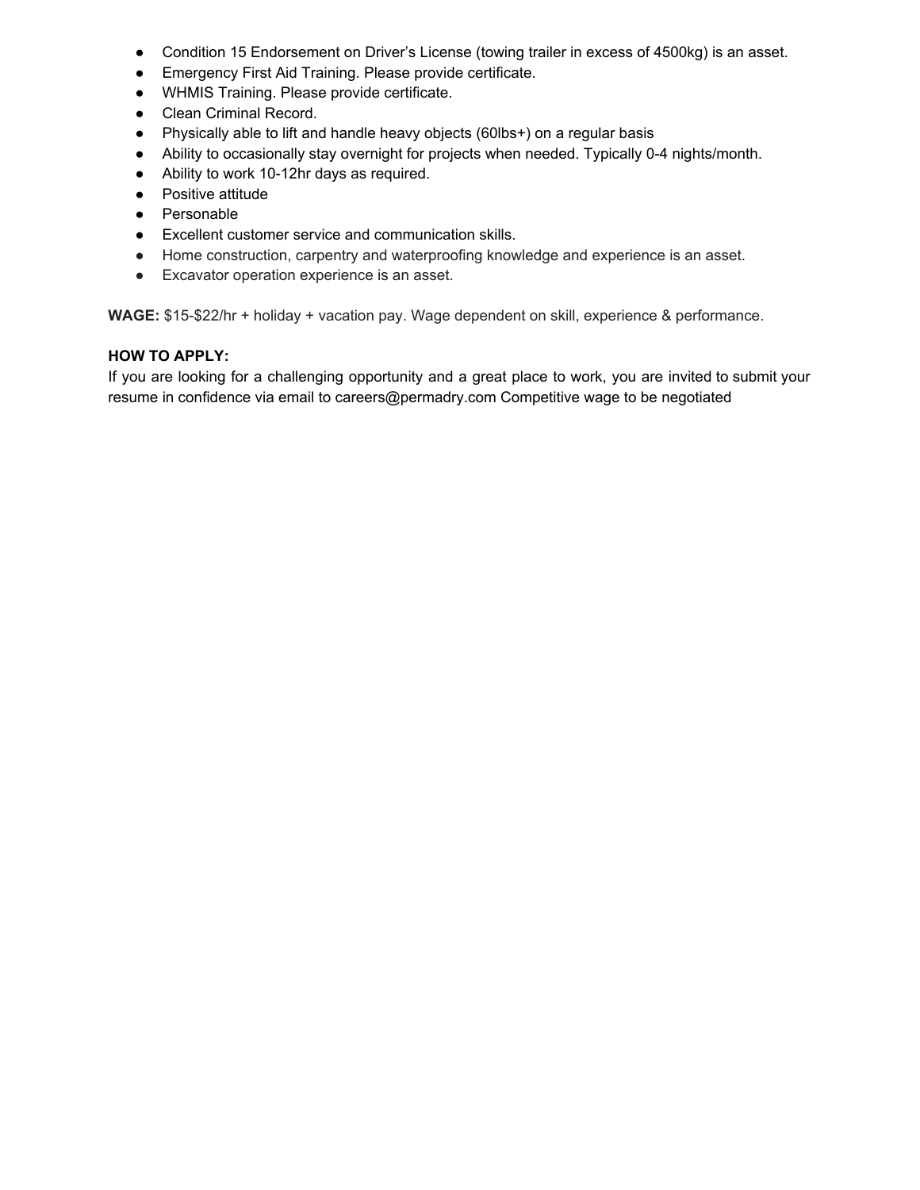- Condition 15 Endorsement on Driver's License (towing trailer in excess of 4500kg) is an asset.
- Emergency First Aid Training. Please provide certificate.
- WHMIS Training. Please provide certificate.
- Clean Criminal Record.
- Physically able to lift and handle heavy objects (60lbs+) on a regular basis
- Ability to occasionally stay overnight for projects when needed. Typically 0-4 nights/month.
- Ability to work 10-12hr days as required.
- Positive attitude
- Personable
- Excellent customer service and communication skills.
- Home construction, carpentry and waterproofing knowledge and experience is an asset.
- Excavator operation experience is an asset.

**WAGE:** $15-$22/hr + holiday + vacation pay. Wage dependent on skill, experience & performance.

**HOW TO APPLY:**

If you are looking for a challenging opportunity and a great place to work, you are invited to submit your resume in confidence via email to careers@permadry.com Competitive wage to be negotiated